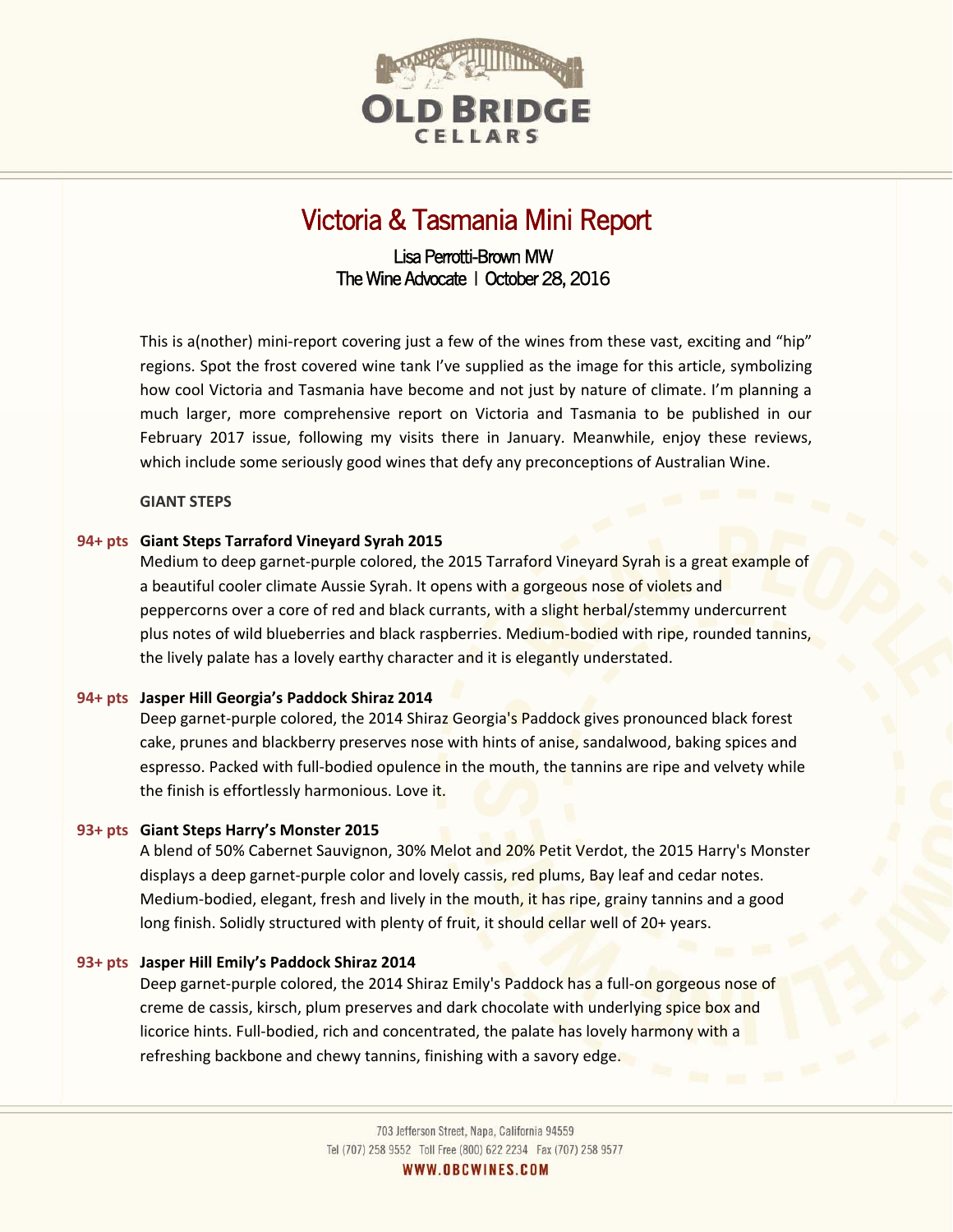OLD BRIDGE CELLARS

# Victoria & Tasmania Mini Report

Lisa Perrotti-Brown MW
The Wine Advocate | October 28, 2016

This is a(nother) mini-report covering just a few of the wines from these vast, exciting and "hip" regions. Spot the frost covered wine tank I've supplied as the image for this article, symbolizing how cool Victoria and Tasmania have become and not just by nature of climate. I'm planning a much larger, more comprehensive report on Victoria and Tasmania to be published in our February 2017 issue, following my visits there in January. Meanwhile, enjoy these reviews, which include some seriously good wines that defy any preconceptions of Australian Wine.

**GIANT STEPS**

**94+ pts Giant Steps Tarraford Vineyard Syrah 2015**
Medium to deep garnet-purple colored, the 2015 Tarraford Vineyard Syrah is a great example of a beautiful cooler climate Aussie Syrah. It opens with a gorgeous nose of violets and peppercorns over a core of red and black currants, with a slight herbal/stemmy undercurrent plus notes of wild blueberries and black raspberries. Medium-bodied with ripe, rounded tannins, the lively palate has a lovely earthy character and it is elegantly understated.

**94+ pts Jasper Hill Georgia's Paddock Shiraz 2014**
Deep garnet-purple colored, the 2014 Shiraz Georgia's Paddock gives pronounced black forest cake, prunes and blackberry preserves nose with hints of anise, sandalwood, baking spices and espresso. Packed with full-bodied opulence in the mouth, the tannins are ripe and velvety while the finish is effortlessly harmonious. Love it.

**93+ pts Giant Steps Harry's Monster 2015**
A blend of 50% Cabernet Sauvignon, 30% Melot and 20% Petit Verdot, the 2015 Harry's Monster displays a deep garnet-purple color and lovely cassis, red plums, Bay leaf and cedar notes. Medium-bodied, elegant, fresh and lively in the mouth, it has ripe, grainy tannins and a good long finish. Solidly structured with plenty of fruit, it should cellar well of 20+ years.

**93+ pts Jasper Hill Emily's Paddock Shiraz 2014**
Deep garnet-purple colored, the 2014 Shiraz Emily's Paddock has a full-on gorgeous nose of creme de cassis, kirsch, plum preserves and dark chocolate with underlying spice box and licorice hints. Full-bodied, rich and concentrated, the palate has lovely harmony with a refreshing backbone and chewy tannins, finishing with a savory edge.

703 Jefferson Street, Napa, California 94559
Tel (707) 258 9552 Toll Free (800) 622 2234 Fax (707) 258 9577
WWW.OBCWINES.COM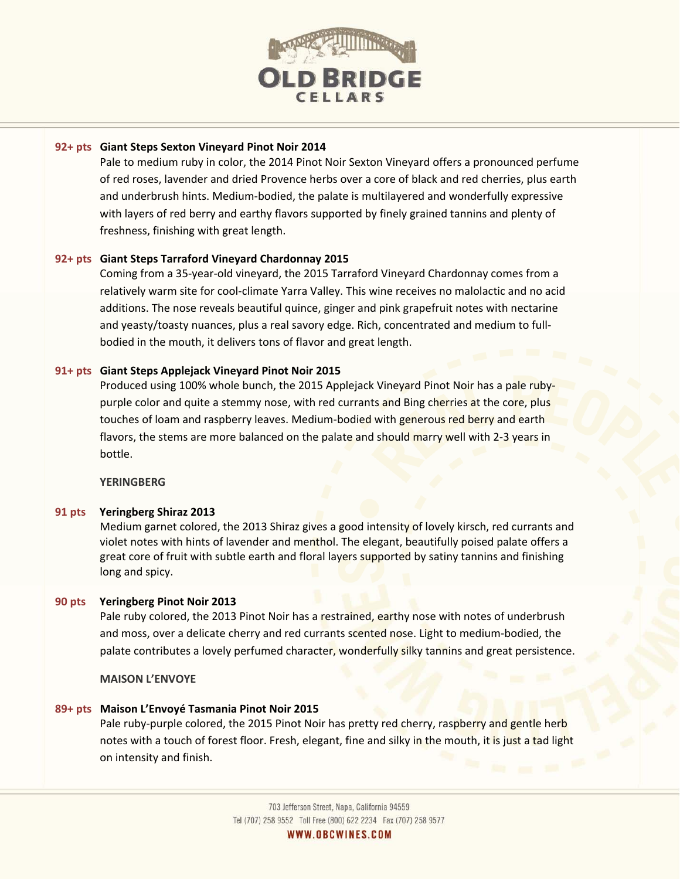**92+ pts Giant Steps Sexton Vineyard Pinot Noir 2014**

Pale to medium ruby in color, the 2014 Pinot Noir Sexton Vineyard offers a pronounced perfume of red roses, lavender and dried Provence herbs over a core of black and red cherries, plus earth and underbrush hints. Medium-bodied, the palate is multilayered and wonderfully expressive with layers of red berry and earthy flavors supported by finely grained tannins and plenty of freshness, finishing with great length.

**92+ pts Giant Steps Tarraford Vineyard Chardonnay 2015**

Coming from a 35-year-old vineyard, the 2015 Tarraford Vineyard Chardonnay comes from a relatively warm site for cool-climate Yarra Valley. This wine receives no malolactic and no acid additions. The nose reveals beautiful quince, ginger and pink grapefruit notes with nectarine and yeasty/toasty nuances, plus a real savory edge. Rich, concentrated and medium to full-bodied in the mouth, it delivers tons of flavor and great length.

**91+ pts Giant Steps Applejack Vineyard Pinot Noir 2015**

Produced using 100% whole bunch, the 2015 Applejack Vineyard Pinot Noir has a pale ruby-purple color and quite a stemmy nose, with red currants and Bing cherries at the core, plus touches of loam and raspberry leaves. Medium-bodied with generous red berry and earth flavors, the stems are more balanced on the palate and should marry well with 2-3 years in bottle.

**YERINGBERG**

**91 pts Yeringberg Shiraz 2013**

Medium garnet colored, the 2013 Shiraz gives a good intensity of lovely kirsch, red currants and violet notes with hints of lavender and menthol. The elegant, beautifully poised palate offers a great core of fruit with subtle earth and floral layers supported by satiny tannins and finishing long and spicy.

**90 pts Yeringberg Pinot Noir 2013**

Pale ruby colored, the 2013 Pinot Noir has a restrained, earthy nose with notes of underbrush and moss, over a delicate cherry and red currants scented nose. Light to medium-bodied, the palate contributes a lovely perfumed character, wonderfully silky tannins and great persistence.

**MAISON L'ENVOYE**

**89+ pts Maison L'Envoyé Tasmania Pinot Noir 2015**

Pale ruby-purple colored, the 2015 Pinot Noir has pretty red cherry, raspberry and gentle herb notes with a touch of forest floor. Fresh, elegant, fine and silky in the mouth, it is just a tad light on intensity and finish.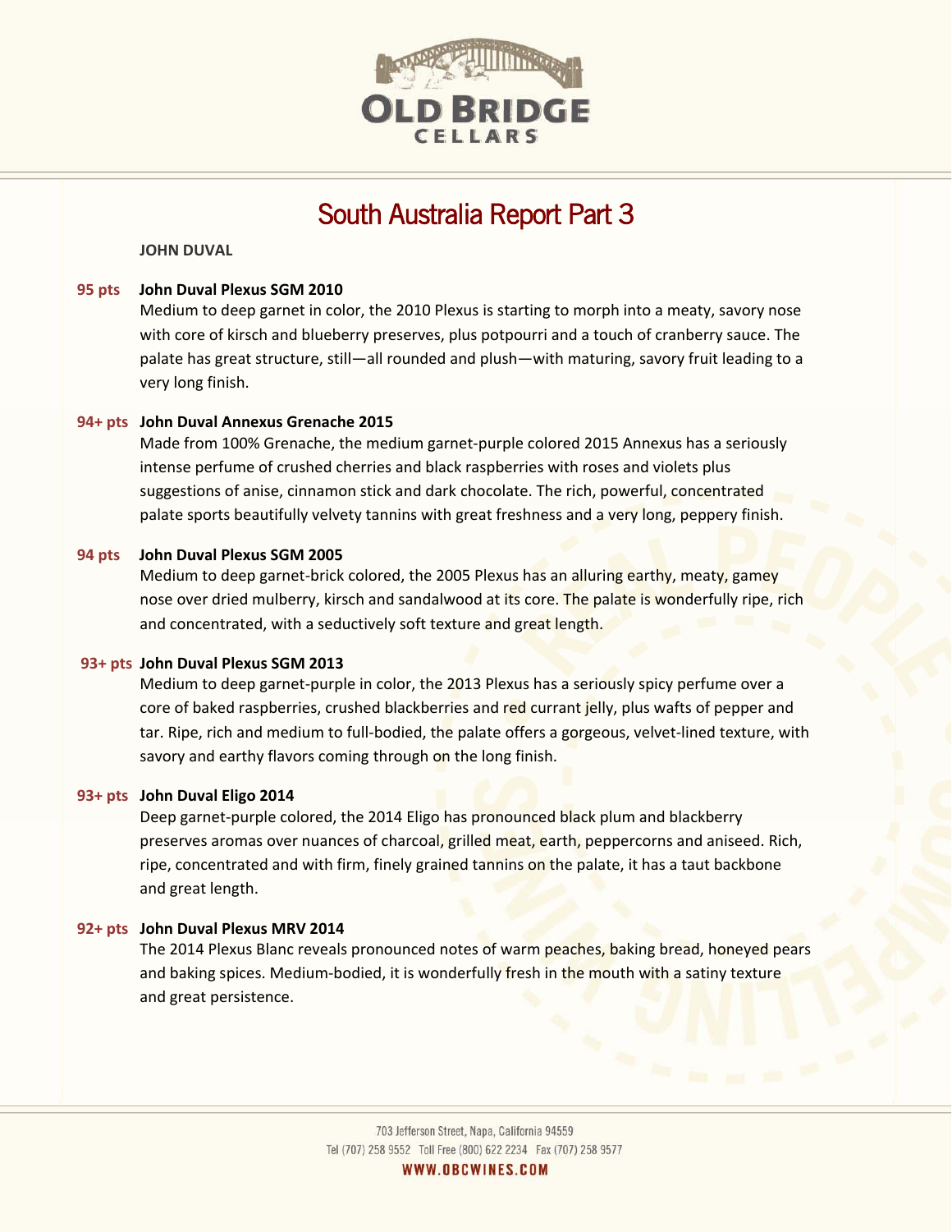# South Australia Report Part 3

**JOHN DUVAL**

**95 pts** **John Duval Plexus SGM 2010**

Medium to deep garnet in color, the 2010 Plexus is starting to morph into a meaty, savory nose with core of kirsch and blueberry preserves, plus potpourri and a touch of cranberry sauce. The palate has great structure, still—all rounded and plush—with maturing, savory fruit leading to a very long finish.

**94+ pts** **John Duval Annexus Grenache 2015**

Made from 100% Grenache, the medium garnet-purple colored 2015 Annexus has a seriously intense perfume of crushed cherries and black raspberries with roses and violets plus suggestions of anise, cinnamon stick and dark chocolate. The rich, powerful, concentrated palate sports beautifully velvety tannins with great freshness and a very long, peppery finish.

**94 pts** **John Duval Plexus SGM 2005**

Medium to deep garnet-brick colored, the 2005 Plexus has an alluring earthy, meaty, gamey nose over dried mulberry, kirsch and sandalwood at its core. The palate is wonderfully ripe, rich and concentrated, with a seductively soft texture and great length.

**93+ pts** **John Duval Plexus SGM 2013**

Medium to deep garnet-purple in color, the 2013 Plexus has a seriously spicy perfume over a core of baked raspberries, crushed blackberries and red currant jelly, plus wafts of pepper and tar. Ripe, rich and medium to full-bodied, the palate offers a gorgeous, velvet-lined texture, with savory and earthy flavors coming through on the long finish.

**93+ pts** **John Duval Eligo 2014**

Deep garnet-purple colored, the 2014 Eligo has pronounced black plum and blackberry preserves aromas over nuances of charcoal, grilled meat, earth, peppercorns and aniseed. Rich, ripe, concentrated and with firm, finely grained tannins on the palate, it has a taut backbone and great length.

**92+ pts** **John Duval Plexus MRV 2014**

The 2014 Plexus Blanc reveals pronounced notes of warm peaches, baking bread, honeyed pears and baking spices. Medium-bodied, it is wonderfully fresh in the mouth with a satiny texture and great persistence.